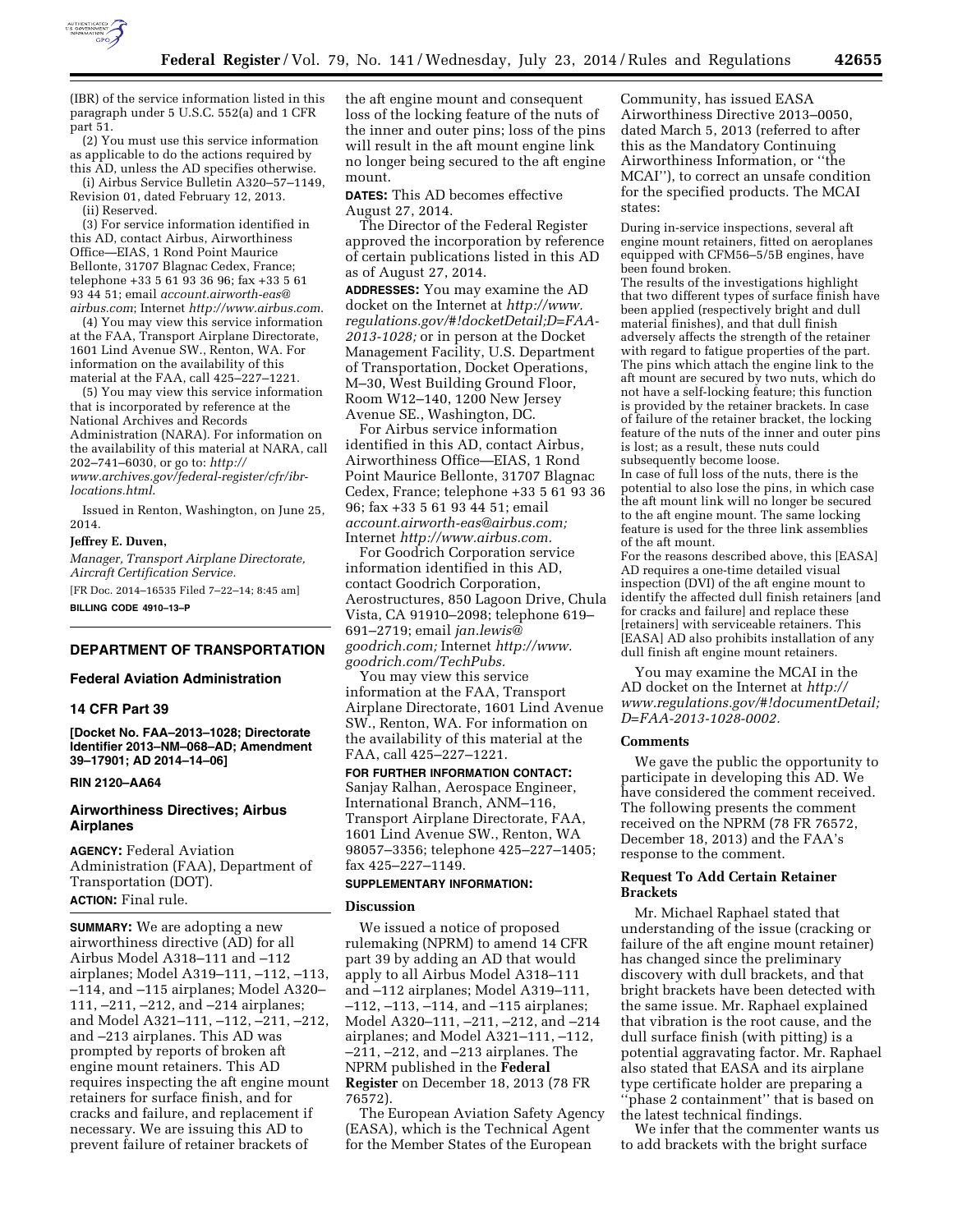(IBR) of the service information listed in this paragraph under 5 U.S.C. 552(a) and 1 CFR part 51.

(2) You must use this service information as applicable to do the actions required by this AD, unless the AD specifies otherwise.

(i) Airbus Service Bulletin A320–57–1149, Revision 01, dated February 12, 2013.

(ii) Reserved.

(3) For service information identified in this AD, contact Airbus, Airworthiness Office—EIAS, 1 Rond Point Maurice Bellonte, 31707 Blagnac Cedex, France; telephone +33 5 61 93 36 96; fax +33 5 61 93 44 51; email *account.airworth-eas@airbus.com*; Internet *http://www.airbus.com*.

(4) You may view this service information at the FAA, Transport Airplane Directorate, 1601 Lind Avenue SW., Renton, WA. For information on the availability of this material at the FAA, call 425–227–1221.

(5) You may view this service information that is incorporated by reference at the National Archives and Records Administration (NARA). For information on the availability of this material at NARA, call 202–741–6030, or go to: *http://www.archives.gov/federal-register/cfr/ibr-locations.html*.

Issued in Renton, Washington, on June 25, 2014.

**Jeffrey E. Duven,**

*Manager, Transport Airplane Directorate, Aircraft Certification Service.*

[FR Doc. 2014–16535 Filed 7–22–14; 8:45 am]

**BILLING CODE 4910–13–P**

## DEPARTMENT OF TRANSPORTATION

### Federal Aviation Administration

### 14 CFR Part 39

**[Docket No. FAA–2013–1028; Directorate Identifier 2013–NM–068–AD; Amendment 39–17901; AD 2014–14–06]**

**RIN 2120–AA64**

## Airworthiness Directives; Airbus Airplanes

**AGENCY:** Federal Aviation Administration (FAA), Department of Transportation (DOT).

**ACTION:** Final rule.

**SUMMARY:** We are adopting a new airworthiness directive (AD) for all Airbus Model A318–111 and –112 airplanes; Model A319–111, –112, –113, –114, and –115 airplanes; Model A320–111, –211, –212, and –214 airplanes; and Model A321–111, –112, –211, –212, and –213 airplanes. This AD was prompted by reports of broken aft engine mount retainers. This AD requires inspecting the aft engine mount retainers for surface finish, and for cracks and failure, and replacement if necessary. We are issuing this AD to prevent failure of retainer brackets of the aft engine mount and consequent loss of the locking feature of the nuts of the inner and outer pins; loss of the pins will result in the aft mount engine link no longer being secured to the aft engine mount.

**DATES:** This AD becomes effective August 27, 2014.

The Director of the Federal Register approved the incorporation by reference of certain publications listed in this AD as of August 27, 2014.

**ADDRESSES:** You may examine the AD docket on the Internet at *http://www.regulations.gov/#!docketDetail;D=FAA-2013-1028;* or in person at the Docket Management Facility, U.S. Department of Transportation, Docket Operations, M–30, West Building Ground Floor, Room W12–140, 1200 New Jersey Avenue SE., Washington, DC.

For Airbus service information identified in this AD, contact Airbus, Airworthiness Office—EIAS, 1 Rond Point Maurice Bellonte, 31707 Blagnac Cedex, France; telephone +33 5 61 93 36 96; fax +33 5 61 93 44 51; email *account.airworth-eas@airbus.com;* Internet *http://www.airbus.com.*

For Goodrich Corporation service information identified in this AD, contact Goodrich Corporation, Aerostructures, 850 Lagoon Drive, Chula Vista, CA 91910–2098; telephone 619–691–2719; email *jan.lewis@goodrich.com;* Internet *http://www.goodrich.com/TechPubs.*

You may view this service information at the FAA, Transport Airplane Directorate, 1601 Lind Avenue SW., Renton, WA. For information on the availability of this material at the FAA, call 425–227–1221.

**FOR FURTHER INFORMATION CONTACT:** Sanjay Ralhan, Aerospace Engineer, International Branch, ANM–116, Transport Airplane Directorate, FAA, 1601 Lind Avenue SW., Renton, WA 98057–3356; telephone 425–227–1405; fax 425–227–1149.

**SUPPLEMENTARY INFORMATION:**

### Discussion

We issued a notice of proposed rulemaking (NPRM) to amend 14 CFR part 39 by adding an AD that would apply to all Airbus Model A318–111 and –112 airplanes; Model A319–111, –112, –113, –114, and –115 airplanes; Model A320–111, –211, –212, and –214 airplanes; and Model A321–111, –112, –211, –212, and –213 airplanes. The NPRM published in the **Federal Register** on December 18, 2013 (78 FR 76572).

The European Aviation Safety Agency (EASA), which is the Technical Agent for the Member States of the European Community, has issued EASA Airworthiness Directive 2013–0050, dated March 5, 2013 (referred to after this as the Mandatory Continuing Airworthiness Information, or ''the MCAI''), to correct an unsafe condition for the specified products. The MCAI states:

During in-service inspections, several aft engine mount retainers, fitted on aeroplanes equipped with CFM56–5/5B engines, have been found broken.

The results of the investigations highlight that two different types of surface finish have been applied (respectively bright and dull material finishes), and that dull finish adversely affects the strength of the retainer with regard to fatigue properties of the part. The pins which attach the engine link to the aft mount are secured by two nuts, which do not have a self-locking feature; this function is provided by the retainer brackets. In case of failure of the retainer bracket, the locking feature of the nuts of the inner and outer pins is lost; as a result, these nuts could subsequently become loose.

In case of full loss of the nuts, there is the potential to also lose the pins, in which case the aft mount link will no longer be secured to the aft engine mount. The same locking feature is used for the three link assemblies of the aft mount.

For the reasons described above, this [EASA] AD requires a one-time detailed visual inspection (DVI) of the aft engine mount to identify the affected dull finish retainers [and for cracks and failure] and replace these [retainers] with serviceable retainers. This [EASA] AD also prohibits installation of any dull finish aft engine mount retainers.

You may examine the MCAI in the AD docket on the Internet at *http://www.regulations.gov/#!documentDetail;D=FAA-2013-1028-0002.*

### Comments

We gave the public the opportunity to participate in developing this AD. We have considered the comment received. The following presents the comment received on the NPRM (78 FR 76572, December 18, 2013) and the FAA's response to the comment.

### Request To Add Certain Retainer Brackets

Mr. Michael Raphael stated that understanding of the issue (cracking or failure of the aft engine mount retainer) has changed since the preliminary discovery with dull brackets, and that bright brackets have been detected with the same issue. Mr. Raphael explained that vibration is the root cause, and the dull surface finish (with pitting) is a potential aggravating factor. Mr. Raphael also stated that EASA and its airplane type certificate holder are preparing a ''phase 2 containment'' that is based on the latest technical findings.

We infer that the commenter wants us to add brackets with the bright surface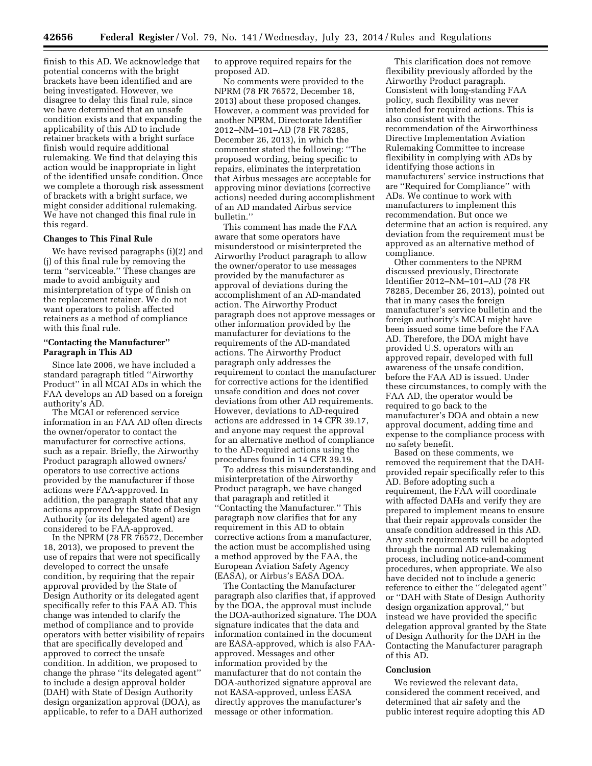finish to this AD. We acknowledge that potential concerns with the bright brackets have been identified and are being investigated. However, we disagree to delay this final rule, since we have determined that an unsafe condition exists and that expanding the applicability of this AD to include retainer brackets with a bright surface finish would require additional rulemaking. We find that delaying this action would be inappropriate in light of the identified unsafe condition. Once we complete a thorough risk assessment of brackets with a bright surface, we might consider additional rulemaking. We have not changed this final rule in this regard.

**Changes to This Final Rule**

We have revised paragraphs (i)(2) and (j) of this final rule by removing the term ''serviceable.'' These changes are made to avoid ambiguity and misinterpretation of type of finish on the replacement retainer. We do not want operators to polish affected retainers as a method of compliance with this final rule.

**''Contacting the Manufacturer'' Paragraph in This AD**

Since late 2006, we have included a standard paragraph titled ''Airworthy Product'' in all MCAI ADs in which the FAA develops an AD based on a foreign authority's AD.

The MCAI or referenced service information in an FAA AD often directs the owner/operator to contact the manufacturer for corrective actions, such as a repair. Briefly, the Airworthy Product paragraph allowed owners/operators to use corrective actions provided by the manufacturer if those actions were FAA-approved. In addition, the paragraph stated that any actions approved by the State of Design Authority (or its delegated agent) are considered to be FAA-approved.

In the NPRM (78 FR 76572, December 18, 2013), we proposed to prevent the use of repairs that were not specifically developed to correct the unsafe condition, by requiring that the repair approval provided by the State of Design Authority or its delegated agent specifically refer to this FAA AD. This change was intended to clarify the method of compliance and to provide operators with better visibility of repairs that are specifically developed and approved to correct the unsafe condition. In addition, we proposed to change the phrase ''its delegated agent'' to include a design approval holder (DAH) with State of Design Authority design organization approval (DOA), as applicable, to refer to a DAH authorized to approve required repairs for the proposed AD.

No comments were provided to the NPRM (78 FR 76572, December 18, 2013) about these proposed changes. However, a comment was provided for another NPRM, Directorate Identifier 2012–NM–101–AD (78 FR 78285, December 26, 2013), in which the commenter stated the following: ''The proposed wording, being specific to repairs, eliminates the interpretation that Airbus messages are acceptable for approving minor deviations (corrective actions) needed during accomplishment of an AD mandated Airbus service bulletin.''

This comment has made the FAA aware that some operators have misunderstood or misinterpreted the Airworthy Product paragraph to allow the owner/operator to use messages provided by the manufacturer as approval of deviations during the accomplishment of an AD-mandated action. The Airworthy Product paragraph does not approve messages or other information provided by the manufacturer for deviations to the requirements of the AD-mandated actions. The Airworthy Product paragraph only addresses the requirement to contact the manufacturer for corrective actions for the identified unsafe condition and does not cover deviations from other AD requirements. However, deviations to AD-required actions are addressed in 14 CFR 39.17, and anyone may request the approval for an alternative method of compliance to the AD-required actions using the procedures found in 14 CFR 39.19.

To address this misunderstanding and misinterpretation of the Airworthy Product paragraph, we have changed that paragraph and retitled it ''Contacting the Manufacturer.'' This paragraph now clarifies that for any requirement in this AD to obtain corrective actions from a manufacturer, the action must be accomplished using a method approved by the FAA, the European Aviation Safety Agency (EASA), or Airbus's EASA DOA.

The Contacting the Manufacturer paragraph also clarifies that, if approved by the DOA, the approval must include the DOA-authorized signature. The DOA signature indicates that the data and information contained in the document are EASA-approved, which is also FAA-approved. Messages and other information provided by the manufacturer that do not contain the DOA-authorized signature approval are not EASA-approved, unless EASA directly approves the manufacturer's message or other information.

This clarification does not remove flexibility previously afforded by the Airworthy Product paragraph. Consistent with long-standing FAA policy, such flexibility was never intended for required actions. This is also consistent with the recommendation of the Airworthiness Directive Implementation Aviation Rulemaking Committee to increase flexibility in complying with ADs by identifying those actions in manufacturers' service instructions that are ''Required for Compliance'' with ADs. We continue to work with manufacturers to implement this recommendation. But once we determine that an action is required, any deviation from the requirement must be approved as an alternative method of compliance.

Other commenters to the NPRM discussed previously, Directorate Identifier 2012–NM–101–AD (78 FR 78285, December 26, 2013), pointed out that in many cases the foreign manufacturer's service bulletin and the foreign authority's MCAI might have been issued some time before the FAA AD. Therefore, the DOA might have provided U.S. operators with an approved repair, developed with full awareness of the unsafe condition, before the FAA AD is issued. Under these circumstances, to comply with the FAA AD, the operator would be required to go back to the manufacturer's DOA and obtain a new approval document, adding time and expense to the compliance process with no safety benefit.

Based on these comments, we removed the requirement that the DAH-provided repair specifically refer to this AD. Before adopting such a requirement, the FAA will coordinate with affected DAHs and verify they are prepared to implement means to ensure that their repair approvals consider the unsafe condition addressed in this AD. Any such requirements will be adopted through the normal AD rulemaking process, including notice-and-comment procedures, when appropriate. We also have decided not to include a generic reference to either the ''delegated agent'' or ''DAH with State of Design Authority design organization approval,'' but instead we have provided the specific delegation approval granted by the State of Design Authority for the DAH in the Contacting the Manufacturer paragraph of this AD.

**Conclusion**

We reviewed the relevant data, considered the comment received, and determined that air safety and the public interest require adopting this AD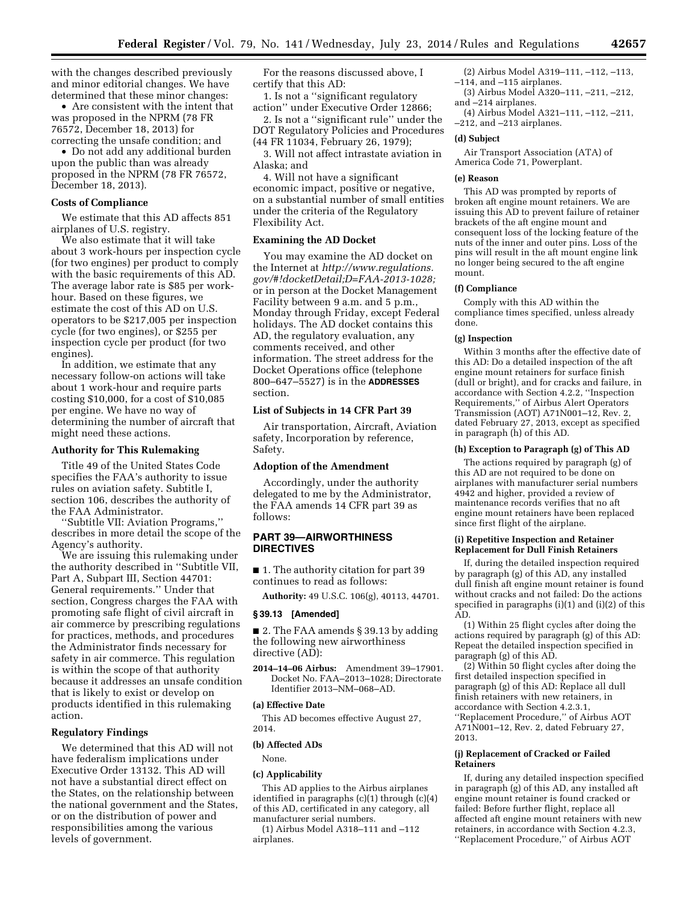with the changes described previously and minor editorial changes. We have determined that these minor changes:

- Are consistent with the intent that was proposed in the NPRM (78 FR 76572, December 18, 2013) for correcting the unsafe condition; and
- Do not add any additional burden upon the public than was already proposed in the NPRM (78 FR 76572, December 18, 2013).

## Costs of Compliance

We estimate that this AD affects 851 airplanes of U.S. registry.

We also estimate that it will take about 3 work-hours per inspection cycle (for two engines) per product to comply with the basic requirements of this AD. The average labor rate is $85 per work-hour. Based on these figures, we estimate the cost of this AD on U.S. operators to be $217,005 per inspection cycle (for two engines), or $255 per inspection cycle per product (for two engines).

In addition, we estimate that any necessary follow-on actions will take about 1 work-hour and require parts costing $10,000, for a cost of $10,085 per engine. We have no way of determining the number of aircraft that might need these actions.

## Authority for This Rulemaking

Title 49 of the United States Code specifies the FAA's authority to issue rules on aviation safety. Subtitle I, section 106, describes the authority of the FAA Administrator.

''Subtitle VII: Aviation Programs,'' describes in more detail the scope of the Agency's authority.

We are issuing this rulemaking under the authority described in ''Subtitle VII, Part A, Subpart III, Section 44701: General requirements.'' Under that section, Congress charges the FAA with promoting safe flight of civil aircraft in air commerce by prescribing regulations for practices, methods, and procedures the Administrator finds necessary for safety in air commerce. This regulation is within the scope of that authority because it addresses an unsafe condition that is likely to exist or develop on products identified in this rulemaking action.

## Regulatory Findings

We determined that this AD will not have federalism implications under Executive Order 13132. This AD will not have a substantial direct effect on the States, on the relationship between the national government and the States, or on the distribution of power and responsibilities among the various levels of government.

For the reasons discussed above, I certify that this AD:

1. Is not a ''significant regulatory action'' under Executive Order 12866;
2. Is not a ''significant rule'' under the DOT Regulatory Policies and Procedures (44 FR 11034, February 26, 1979);
3. Will not affect intrastate aviation in Alaska; and
4. Will not have a significant economic impact, positive or negative, on a substantial number of small entities under the criteria of the Regulatory Flexibility Act.

## Examining the AD Docket

You may examine the AD docket on the Internet at *http://www.regulations.gov/#!docketDetail;D=FAA-2013-1028;* or in person at the Docket Management Facility between 9 a.m. and 5 p.m., Monday through Friday, except Federal holidays. The AD docket contains this AD, the regulatory evaluation, any comments received, and other information. The street address for the Docket Operations office (telephone 800–647–5527) is in the **ADDRESSES** section.

## List of Subjects in 14 CFR Part 39

Air transportation, Aircraft, Aviation safety, Incorporation by reference, Safety.

## Adoption of the Amendment

Accordingly, under the authority delegated to me by the Administrator, the FAA amends 14 CFR part 39 as follows:

## PART 39—AIRWORTHINESS DIRECTIVES

■ 1. The authority citation for part 39 continues to read as follows:

**Authority:** 49 U.S.C. 106(g), 40113, 44701.

### § 39.13 [Amended]

■ 2. The FAA amends § 39.13 by adding the following new airworthiness directive (AD):

**2014–14–06 Airbus:** Amendment 39–17901. Docket No. FAA–2013–1028; Directorate Identifier 2013–NM–068–AD.

### (a) Effective Date

This AD becomes effective August 27, 2014.

### (b) Affected ADs

None.

### (c) Applicability

This AD applies to the Airbus airplanes identified in paragraphs (c)(1) through (c)(4) of this AD, certificated in any category, all manufacturer serial numbers.

(1) Airbus Model A318–111 and –112 airplanes.

(2) Airbus Model A319–111, –112, –113, –114, and –115 airplanes.

(3) Airbus Model A320–111, –211, –212, and –214 airplanes.

(4) Airbus Model A321–111, –112, –211, –212, and –213 airplanes.

### (d) Subject

Air Transport Association (ATA) of America Code 71, Powerplant.

### (e) Reason

This AD was prompted by reports of broken aft engine mount retainers. We are issuing this AD to prevent failure of retainer brackets of the aft engine mount and consequent loss of the locking feature of the nuts of the inner and outer pins. Loss of the pins will result in the aft mount engine link no longer being secured to the aft engine mount.

### (f) Compliance

Comply with this AD within the compliance times specified, unless already done.

### (g) Inspection

Within 3 months after the effective date of this AD: Do a detailed inspection of the aft engine mount retainers for surface finish (dull or bright), and for cracks and failure, in accordance with Section 4.2.2, ''Inspection Requirements,'' of Airbus Alert Operators Transmission (AOT) A71N001–12, Rev. 2, dated February 27, 2013, except as specified in paragraph (h) of this AD.

### (h) Exception to Paragraph (g) of This AD

The actions required by paragraph (g) of this AD are not required to be done on airplanes with manufacturer serial numbers 4942 and higher, provided a review of maintenance records verifies that no aft engine mount retainers have been replaced since first flight of the airplane.

### (i) Repetitive Inspection and Retainer Replacement for Dull Finish Retainers

If, during the detailed inspection required by paragraph (g) of this AD, any installed dull finish aft engine mount retainer is found without cracks and not failed: Do the actions specified in paragraphs (i)(1) and (i)(2) of this AD.

(1) Within 25 flight cycles after doing the actions required by paragraph (g) of this AD: Repeat the detailed inspection specified in paragraph (g) of this AD.

(2) Within 50 flight cycles after doing the first detailed inspection specified in paragraph (g) of this AD: Replace all dull finish retainers with new retainers, in accordance with Section 4.2.3.1, ''Replacement Procedure,'' of Airbus AOT A71N001–12, Rev. 2, dated February 27, 2013.

### (j) Replacement of Cracked or Failed Retainers

If, during any detailed inspection specified in paragraph (g) of this AD, any installed aft engine mount retainer is found cracked or failed: Before further flight, replace all affected aft engine mount retainers with new retainers, in accordance with Section 4.2.3, ''Replacement Procedure,'' of Airbus AOT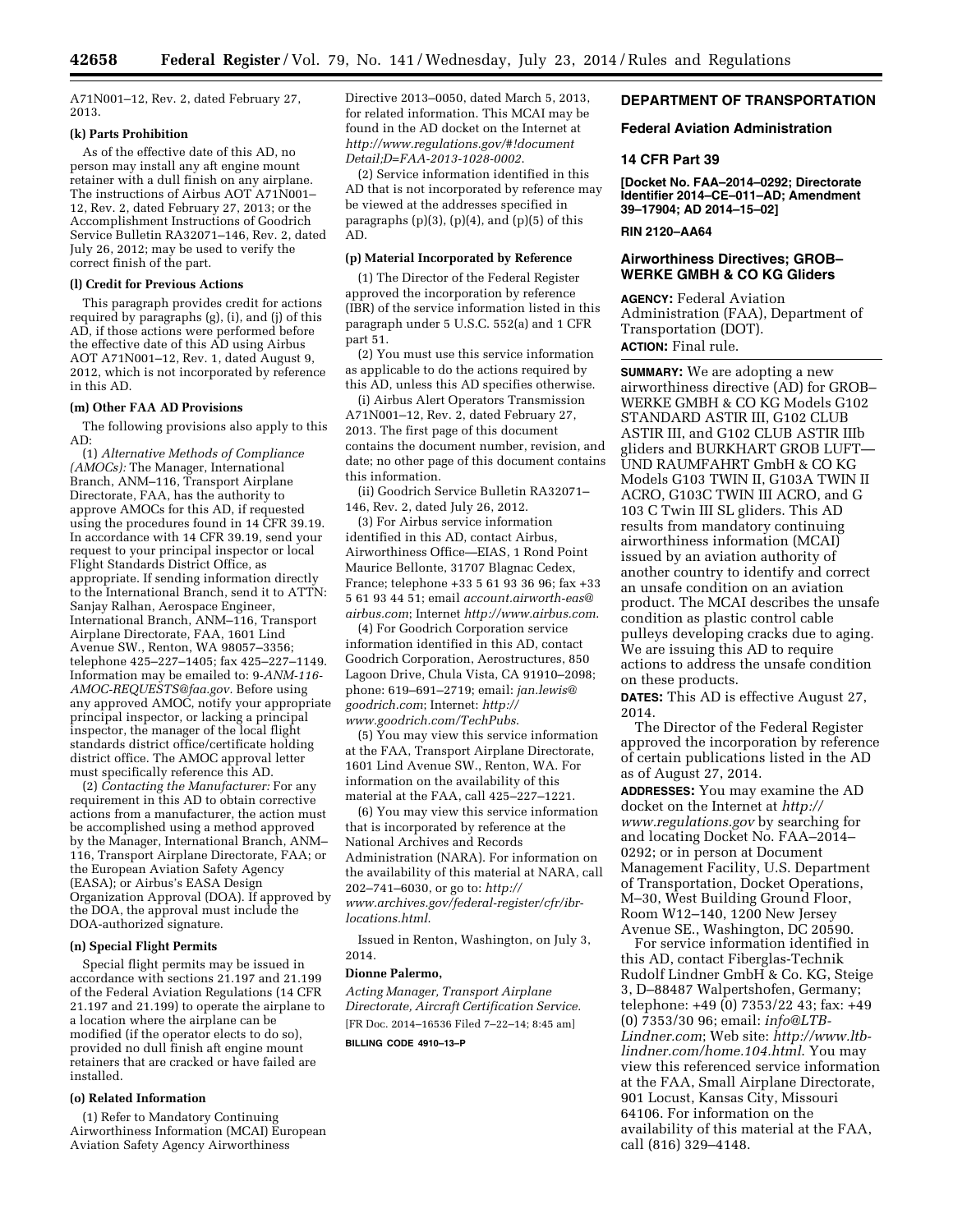A71N001–12, Rev. 2, dated February 27, 2013.

**(k) Parts Prohibition**

As of the effective date of this AD, no person may install any aft engine mount retainer with a dull finish on any airplane. The instructions of Airbus AOT A71N001–12, Rev. 2, dated February 27, 2013; or the Accomplishment Instructions of Goodrich Service Bulletin RA32071–146, Rev. 2, dated July 26, 2012; may be used to verify the correct finish of the part.

**(l) Credit for Previous Actions**

This paragraph provides credit for actions required by paragraphs (g), (i), and (j) of this AD, if those actions were performed before the effective date of this AD using Airbus AOT A71N001–12, Rev. 1, dated August 9, 2012, which is not incorporated by reference in this AD.

**(m) Other FAA AD Provisions**

The following provisions also apply to this AD:

(1) *Alternative Methods of Compliance (AMOCs):* The Manager, International Branch, ANM–116, Transport Airplane Directorate, FAA, has the authority to approve AMOCs for this AD, if requested using the procedures found in 14 CFR 39.19. In accordance with 14 CFR 39.19, send your request to your principal inspector or local Flight Standards District Office, as appropriate. If sending information directly to the International Branch, send it to ATTN: Sanjay Ralhan, Aerospace Engineer, International Branch, ANM–116, Transport Airplane Directorate, FAA, 1601 Lind Avenue SW., Renton, WA 98057–3356; telephone 425–227–1405; fax 425–227–1149. Information may be emailed to: *9-ANM-116-AMOC-REQUESTS@faa.gov.* Before using any approved AMOC, notify your appropriate principal inspector, or lacking a principal inspector, the manager of the local flight standards district office/certificate holding district office. The AMOC approval letter must specifically reference this AD.

(2) *Contacting the Manufacturer:* For any requirement in this AD to obtain corrective actions from a manufacturer, the action must be accomplished using a method approved by the Manager, International Branch, ANM–116, Transport Airplane Directorate, FAA; or the European Aviation Safety Agency (EASA); or Airbus's EASA Design Organization Approval (DOA). If approved by the DOA, the approval must include the DOA-authorized signature.

**(n) Special Flight Permits**

Special flight permits may be issued in accordance with sections 21.197 and 21.199 of the Federal Aviation Regulations (14 CFR 21.197 and 21.199) to operate the airplane to a location where the airplane can be modified (if the operator elects to do so), provided no dull finish aft engine mount retainers that are cracked or have failed are installed.

**(o) Related Information**

(1) Refer to Mandatory Continuing Airworthiness Information (MCAI) European Aviation Safety Agency Airworthiness Directive 2013–0050, dated March 5, 2013, for related information. This MCAI may be found in the AD docket on the Internet at *http://www.regulations.gov/#!documentDetail;D=FAA-2013-1028-0002.*

(2) Service information identified in this AD that is not incorporated by reference may be viewed at the addresses specified in paragraphs (p)(3), (p)(4), and (p)(5) of this AD.

**(p) Material Incorporated by Reference**

(1) The Director of the Federal Register approved the incorporation by reference (IBR) of the service information listed in this paragraph under 5 U.S.C. 552(a) and 1 CFR part 51.

(2) You must use this service information as applicable to do the actions required by this AD, unless this AD specifies otherwise.

(i) Airbus Alert Operators Transmission A71N001–12, Rev. 2, dated February 27, 2013. The first page of this document contains the document number, revision, and date; no other page of this document contains this information.

(ii) Goodrich Service Bulletin RA32071–146, Rev. 2, dated July 26, 2012.

(3) For Airbus service information identified in this AD, contact Airbus, Airworthiness Office—EIAS, 1 Rond Point Maurice Bellonte, 31707 Blagnac Cedex, France; telephone +33 5 61 93 36 96; fax +33 5 61 93 44 51; email *account.airworth-eas@airbus.com*; Internet *http://www.airbus.com.*

(4) For Goodrich Corporation service information identified in this AD, contact Goodrich Corporation, Aerostructures, 850 Lagoon Drive, Chula Vista, CA 91910–2098; phone: 619–691–2719; email: *jan.lewis@goodrich.com*; Internet: *http://www.goodrich.com/TechPubs.*

(5) You may view this service information at the FAA, Transport Airplane Directorate, 1601 Lind Avenue SW., Renton, WA. For information on the availability of this material at the FAA, call 425–227–1221.

(6) You may view this service information that is incorporated by reference at the National Archives and Records Administration (NARA). For information on the availability of this material at NARA, call 202–741–6030, or go to: *http://www.archives.gov/federal-register/cfr/ibr-locations.html.*

Issued in Renton, Washington, on July 3, 2014.

**Dionne Palermo,**

*Acting Manager, Transport Airplane Directorate, Aircraft Certification Service.*

[FR Doc. 2014–16536 Filed 7–22–14; 8:45 am]

**BILLING CODE 4910–13–P**

## DEPARTMENT OF TRANSPORTATION

### Federal Aviation Administration

### 14 CFR Part 39

**[Docket No. FAA–2014–0292; Directorate Identifier 2014–CE–011–AD; Amendment 39–17904; AD 2014–15–02]**

**RIN 2120–AA64**

### Airworthiness Directives; GROB–WERKE GMBH & CO KG Gliders

**AGENCY:** Federal Aviation Administration (FAA), Department of Transportation (DOT).

**ACTION:** Final rule.

**SUMMARY:** We are adopting a new airworthiness directive (AD) for GROB–WERKE GMBH & CO KG Models G102 STANDARD ASTIR III, G102 CLUB ASTIR III, and G102 CLUB ASTIR IIIb gliders and BURKHART GROB LUFT— UND RAUMFAHRT GmbH & CO KG Models G103 TWIN II, G103A TWIN II ACRO, G103C TWIN III ACRO, and G 103 C Twin III SL gliders. This AD results from mandatory continuing airworthiness information (MCAI) issued by an aviation authority of another country to identify and correct an unsafe condition on an aviation product. The MCAI describes the unsafe condition as plastic control cable pulleys developing cracks due to aging. We are issuing this AD to require actions to address the unsafe condition on these products.

**DATES:** This AD is effective August 27, 2014.

The Director of the Federal Register approved the incorporation by reference of certain publications listed in the AD as of August 27, 2014.

**ADDRESSES:** You may examine the AD docket on the Internet at *http://www.regulations.gov* by searching for and locating Docket No. FAA–2014–0292; or in person at Document Management Facility, U.S. Department of Transportation, Docket Operations, M–30, West Building Ground Floor, Room W12–140, 1200 New Jersey Avenue SE., Washington, DC 20590.

For service information identified in this AD, contact Fiberglas-Technik Rudolf Lindner GmbH & Co. KG, Steige 3, D–88487 Walpertshofen, Germany; telephone: +49 (0) 7353/22 43; fax: +49 (0) 7353/30 96; email: *info@LTB-Lindner.com*; Web site: *http://www.ltb-lindner.com/home.104.html.* You may view this referenced service information at the FAA, Small Airplane Directorate, 901 Locust, Kansas City, Missouri 64106. For information on the availability of this material at the FAA, call (816) 329–4148.